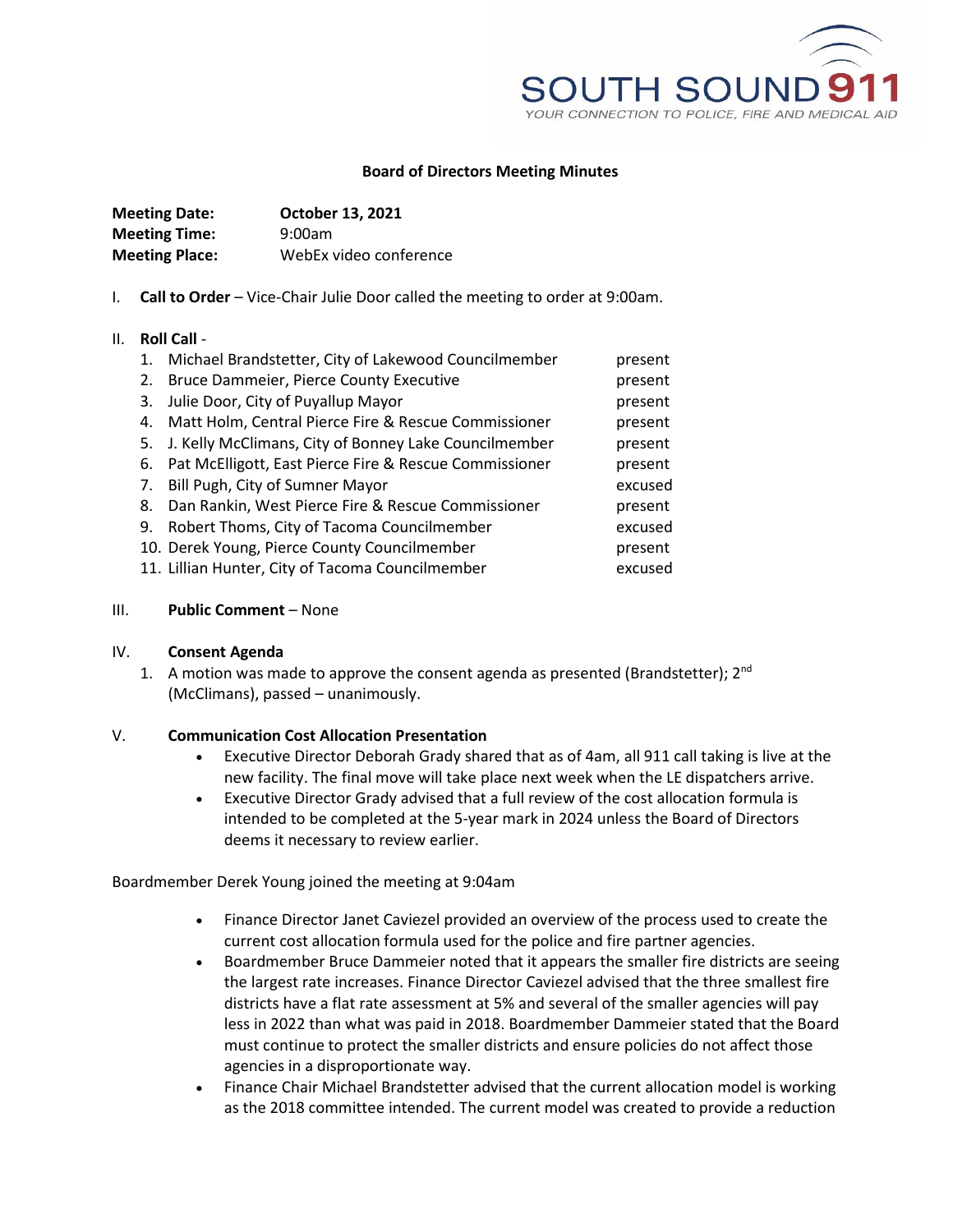SOUTH SOUND 911
YOUR CONNECTION TO POLICE, FIRE AND MEDICAL AID

# Board of Directors Meeting Minutes

**Meeting Date:** **October 13, 2021**
**Meeting Time:** 9:00am
**Meeting Place:** WebEx video conference

I. **Call to Order** – Vice-Chair Julie Door called the meeting to order at 9:00am.

II. **Roll Call** -

1. Michael Brandstetter, City of Lakewood Councilmember — present
2. Bruce Dammeier, Pierce County Executive — present
3. Julie Door, City of Puyallup Mayor — present
4. Matt Holm, Central Pierce Fire & Rescue Commissioner — present
5. J. Kelly McClimans, City of Bonney Lake Councilmember — present
6. Pat McElligott, East Pierce Fire & Rescue Commissioner — present
7. Bill Pugh, City of Sumner Mayor — excused
8. Dan Rankin, West Pierce Fire & Rescue Commissioner — present
9. Robert Thoms, City of Tacoma Councilmember — excused
10. Derek Young, Pierce County Councilmember — present
11. Lillian Hunter, City of Tacoma Councilmember — excused

III. **Public Comment** – None

IV. **Consent Agenda**

1. A motion was made to approve the consent agenda as presented (Brandstetter); 2nd (McClimans), passed – unanimously.

V. **Communication Cost Allocation Presentation**

- Executive Director Deborah Grady shared that as of 4am, all 911 call taking is live at the new facility. The final move will take place next week when the LE dispatchers arrive.
- Executive Director Grady advised that a full review of the cost allocation formula is intended to be completed at the 5-year mark in 2024 unless the Board of Directors deems it necessary to review earlier.

Boardmember Derek Young joined the meeting at 9:04am

- Finance Director Janet Caviezel provided an overview of the process used to create the current cost allocation formula used for the police and fire partner agencies.
- Boardmember Bruce Dammeier noted that it appears the smaller fire districts are seeing the largest rate increases. Finance Director Caviezel advised that the three smallest fire districts have a flat rate assessment at 5% and several of the smaller agencies will pay less in 2022 than what was paid in 2018. Boardmember Dammeier stated that the Board must continue to protect the smaller districts and ensure policies do not affect those agencies in a disproportionate way.
- Finance Chair Michael Brandstetter advised that the current allocation model is working as the 2018 committee intended. The current model was created to provide a reduction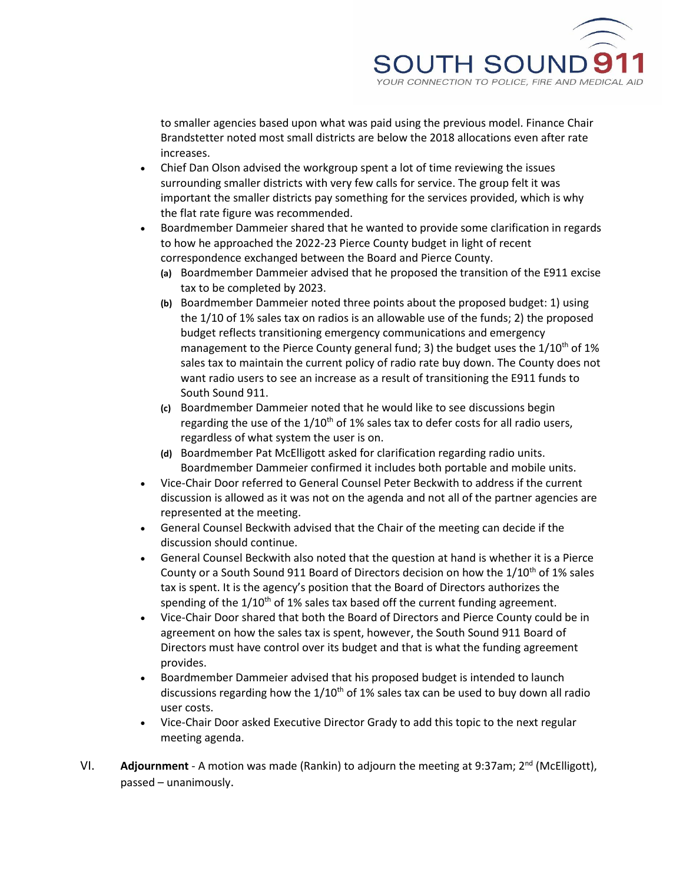to smaller agencies based upon what was paid using the previous model. Finance Chair Brandstetter noted most small districts are below the 2018 allocations even after rate increases.

- Chief Dan Olson advised the workgroup spent a lot of time reviewing the issues surrounding smaller districts with very few calls for service. The group felt it was important the smaller districts pay something for the services provided, which is why the flat rate figure was recommended.
- Boardmember Dammeier shared that he wanted to provide some clarification in regards to how he approached the 2022-23 Pierce County budget in light of recent correspondence exchanged between the Board and Pierce County.
  - **(a)** Boardmember Dammeier advised that he proposed the transition of the E911 excise tax to be completed by 2023.
  - **(b)** Boardmember Dammeier noted three points about the proposed budget: 1) using the 1/10 of 1% sales tax on radios is an allowable use of the funds; 2) the proposed budget reflects transitioning emergency communications and emergency management to the Pierce County general fund; 3) the budget uses the 1/10th of 1% sales tax to maintain the current policy of radio rate buy down. The County does not want radio users to see an increase as a result of transitioning the E911 funds to South Sound 911.
  - **(c)** Boardmember Dammeier noted that he would like to see discussions begin regarding the use of the 1/10th of 1% sales tax to defer costs for all radio users, regardless of what system the user is on.
  - **(d)** Boardmember Pat McElligott asked for clarification regarding radio units. Boardmember Dammeier confirmed it includes both portable and mobile units.
- Vice-Chair Door referred to General Counsel Peter Beckwith to address if the current discussion is allowed as it was not on the agenda and not all of the partner agencies are represented at the meeting.
- General Counsel Beckwith advised that the Chair of the meeting can decide if the discussion should continue.
- General Counsel Beckwith also noted that the question at hand is whether it is a Pierce County or a South Sound 911 Board of Directors decision on how the 1/10th of 1% sales tax is spent. It is the agency's position that the Board of Directors authorizes the spending of the 1/10th of 1% sales tax based off the current funding agreement.
- Vice-Chair Door shared that both the Board of Directors and Pierce County could be in agreement on how the sales tax is spent, however, the South Sound 911 Board of Directors must have control over its budget and that is what the funding agreement provides.
- Boardmember Dammeier advised that his proposed budget is intended to launch discussions regarding how the 1/10th of 1% sales tax can be used to buy down all radio user costs.
- Vice-Chair Door asked Executive Director Grady to add this topic to the next regular meeting agenda.

VI. **Adjournment** - A motion was made (Rankin) to adjourn the meeting at 9:37am; 2nd (McElligott), passed – unanimously.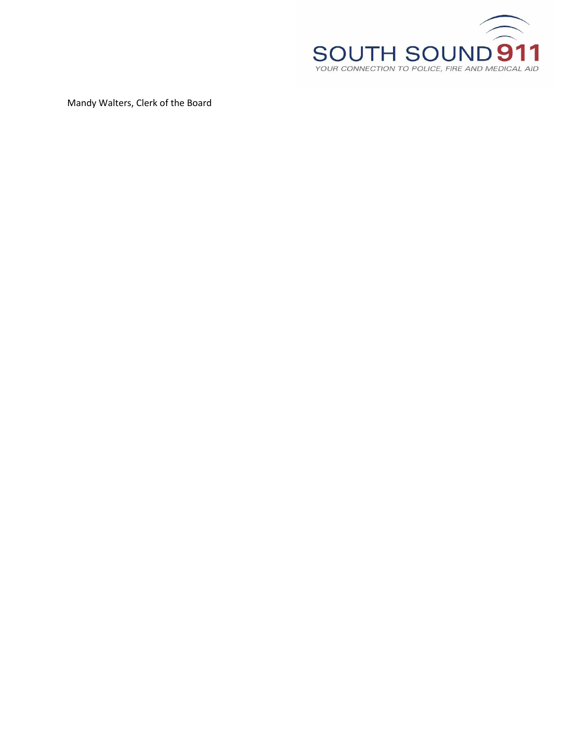Mandy Walters, Clerk of the Board